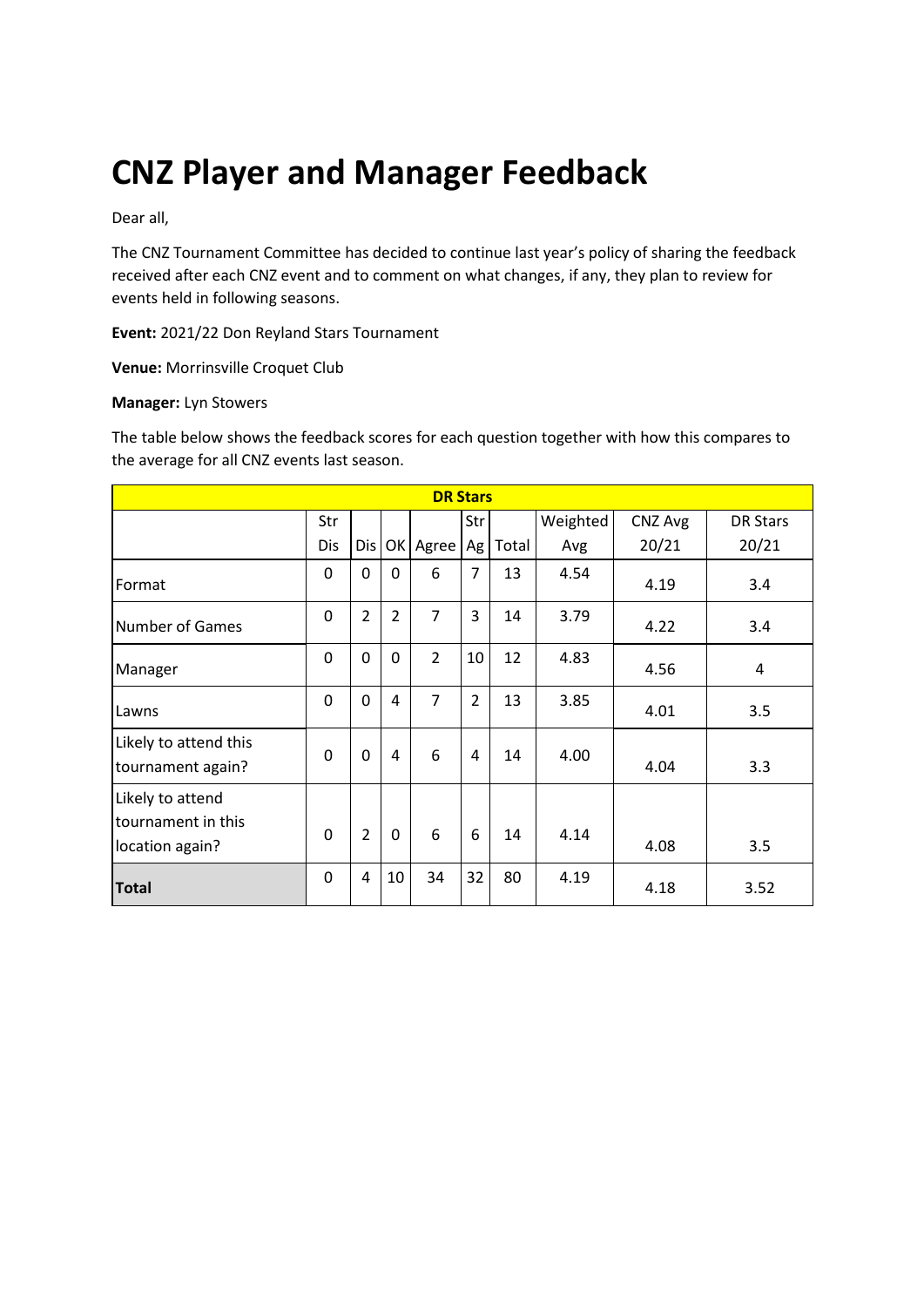# CNZ Player and Manager Feedback

Dear all,

The CNZ Tournament Committee has decided to continue last year's policy of sharing the feedback received after each CNZ event and to comment on what changes, if any, they plan to review for events held in following seasons.

**Event:** 2021/22 Don Reyland Stars Tournament

**Venue:** Morrinsville Croquet Club

**Manager:** Lyn Stowers

The table below shows the feedback scores for each question together with how this compares to the average for all CNZ events last season.

| DR Stars | | | | | | | | | |
|---|---|---|---|---|---|---|---|---|---|
| | Str Dis | Dis | OK | Agree | Str Ag | Total | Weighted Avg | CNZ Avg 20/21 | DR Stars 20/21 |
| Format | 0 | 0 | 0 | 6 | 7 | 13 | 4.54 | 4.19 | 3.4 |
| Number of Games | 0 | 2 | 2 | 7 | 3 | 14 | 3.79 | 4.22 | 3.4 |
| Manager | 0 | 0 | 0 | 2 | 10 | 12 | 4.83 | 4.56 | 4 |
| Lawns | 0 | 0 | 4 | 7 | 2 | 13 | 3.85 | 4.01 | 3.5 |
| Likely to attend this tournament again? | 0 | 0 | 4 | 6 | 4 | 14 | 4.00 | 4.04 | 3.3 |
| Likely to attend tournament in this location again? | 0 | 2 | 0 | 6 | 6 | 14 | 4.14 | 4.08 | 3.5 |
| **Total** | 0 | 4 | 10 | 34 | 32 | 80 | 4.19 | 4.18 | 3.52 |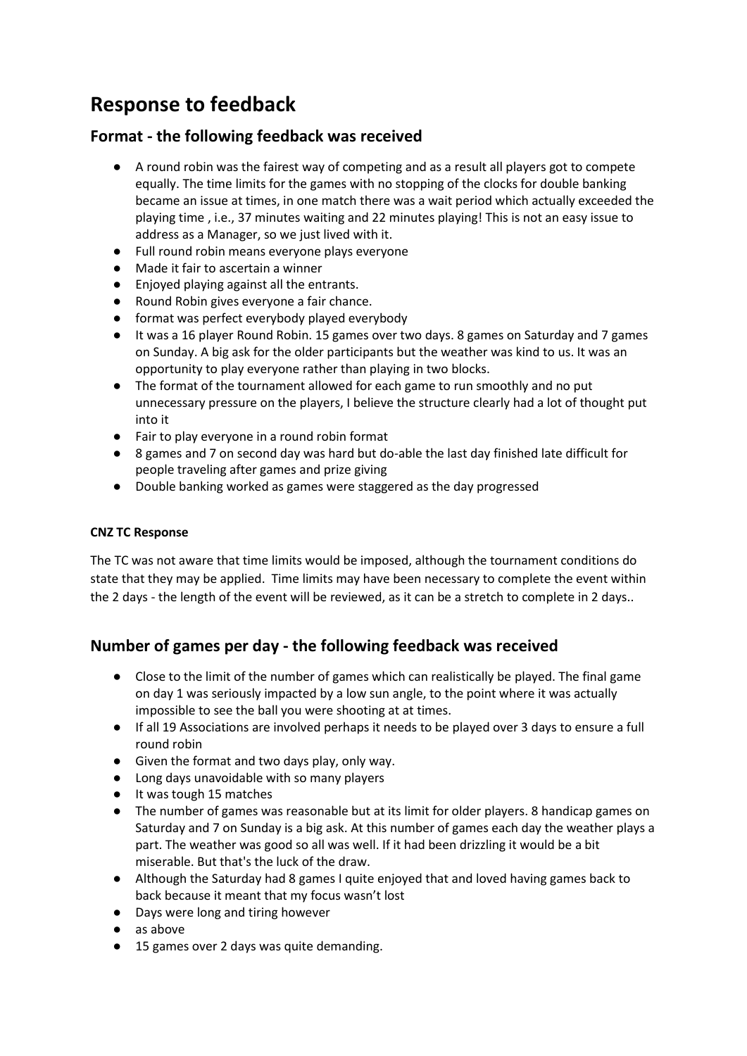# Response to feedback

## Format - the following feedback was received

- A round robin was the fairest way of competing and as a result all players got to compete equally. The time limits for the games with no stopping of the clocks for double banking became an issue at times, in one match there was a wait period which actually exceeded the playing time , i.e., 37 minutes waiting and 22 minutes playing! This is not an easy issue to address as a Manager, so we just lived with it.
- Full round robin means everyone plays everyone
- Made it fair to ascertain a winner
- Enjoyed playing against all the entrants.
- Round Robin gives everyone a fair chance.
- format was perfect everybody played everybody
- It was a 16 player Round Robin. 15 games over two days. 8 games on Saturday and 7 games on Sunday. A big ask for the older participants but the weather was kind to us. It was an opportunity to play everyone rather than playing in two blocks.
- The format of the tournament allowed for each game to run smoothly and no put unnecessary pressure on the players, I believe the structure clearly had a lot of thought put into it
- Fair to play everyone in a round robin format
- 8 games and 7 on second day was hard but do-able the last day finished late difficult for people traveling after games and prize giving
- Double banking worked as games were staggered as the day progressed

#### CNZ TC Response

The TC was not aware that time limits would be imposed, although the tournament conditions do state that they may be applied. Time limits may have been necessary to complete the event within the 2 days - the length of the event will be reviewed, as it can be a stretch to complete in 2 days..

## Number of games per day - the following feedback was received

- Close to the limit of the number of games which can realistically be played. The final game on day 1 was seriously impacted by a low sun angle, to the point where it was actually impossible to see the ball you were shooting at at times.
- If all 19 Associations are involved perhaps it needs to be played over 3 days to ensure a full round robin
- Given the format and two days play, only way.
- Long days unavoidable with so many players
- It was tough 15 matches
- The number of games was reasonable but at its limit for older players. 8 handicap games on Saturday and 7 on Sunday is a big ask. At this number of games each day the weather plays a part. The weather was good so all was well. If it had been drizzling it would be a bit miserable. But that's the luck of the draw.
- Although the Saturday had 8 games I quite enjoyed that and loved having games back to back because it meant that my focus wasn't lost
- Days were long and tiring however
- as above
- 15 games over 2 days was quite demanding.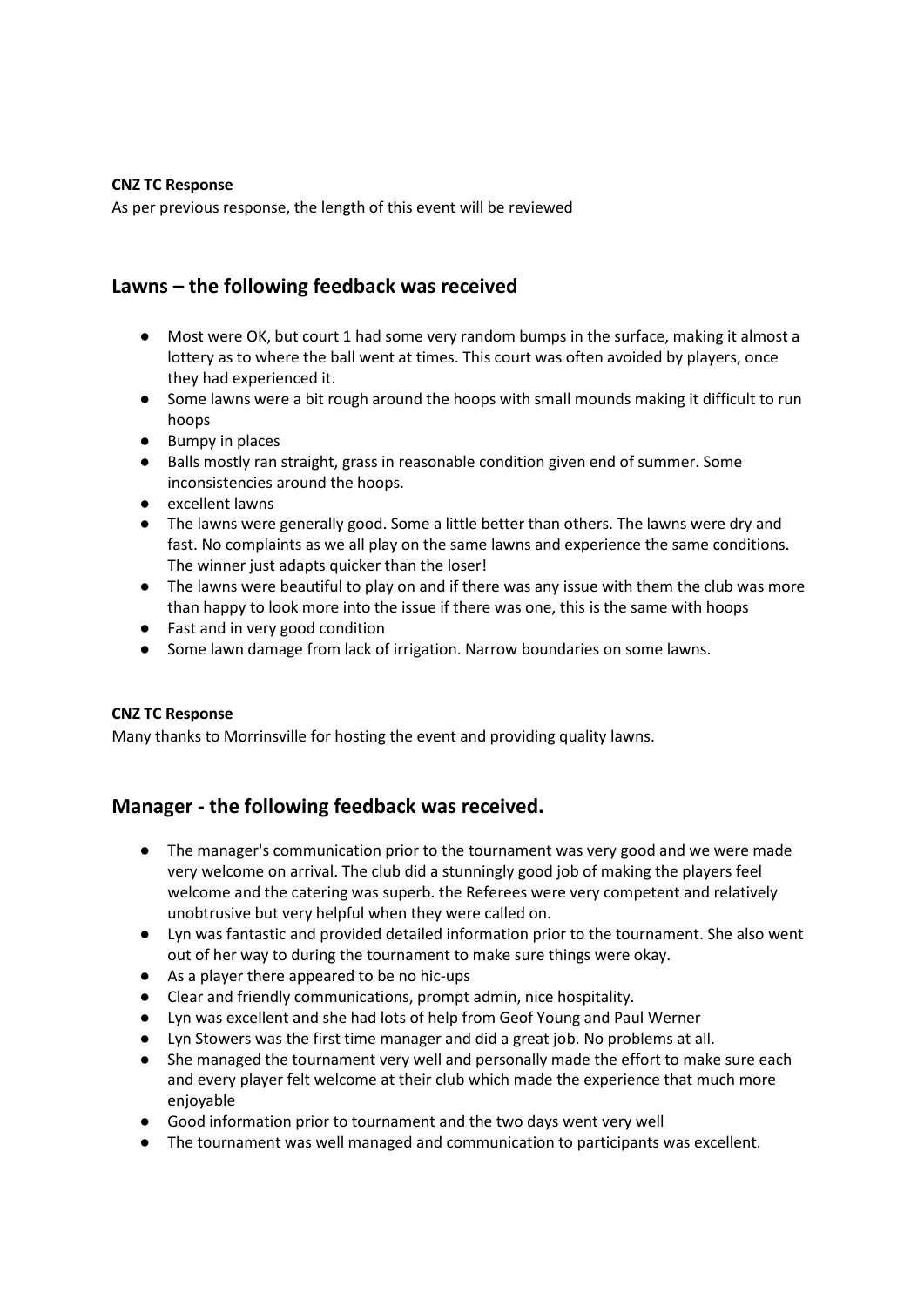**CNZ TC Response**

As per previous response, the length of this event will be reviewed

## Lawns – the following feedback was received

- Most were OK, but court 1 had some very random bumps in the surface, making it almost a lottery as to where the ball went at times. This court was often avoided by players, once they had experienced it.
- Some lawns were a bit rough around the hoops with small mounds making it difficult to run hoops
- Bumpy in places
- Balls mostly ran straight, grass in reasonable condition given end of summer. Some inconsistencies around the hoops.
- excellent lawns
- The lawns were generally good. Some a little better than others. The lawns were dry and fast. No complaints as we all play on the same lawns and experience the same conditions. The winner just adapts quicker than the loser!
- The lawns were beautiful to play on and if there was any issue with them the club was more than happy to look more into the issue if there was one, this is the same with hoops
- Fast and in very good condition
- Some lawn damage from lack of irrigation. Narrow boundaries on some lawns.

**CNZ TC Response**

Many thanks to Morrinsville for hosting the event and providing quality lawns.

## Manager - the following feedback was received.

- The manager's communication prior to the tournament was very good and we were made very welcome on arrival. The club did a stunningly good job of making the players feel welcome and the catering was superb. the Referees were very competent and relatively unobtrusive but very helpful when they were called on.
- Lyn was fantastic and provided detailed information prior to the tournament. She also went out of her way to during the tournament to make sure things were okay.
- As a player there appeared to be no hic-ups
- Clear and friendly communications, prompt admin, nice hospitality.
- Lyn was excellent and she had lots of help from Geof Young and Paul Werner
- Lyn Stowers was the first time manager and did a great job. No problems at all.
- She managed the tournament very well and personally made the effort to make sure each and every player felt welcome at their club which made the experience that much more enjoyable
- Good information prior to tournament and the two days went very well
- The tournament was well managed and communication to participants was excellent.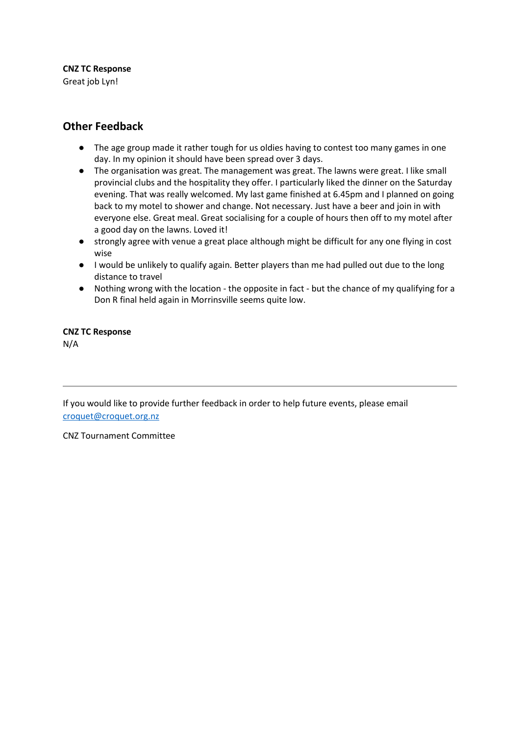**CNZ TC Response**

Great job Lyn!

## Other Feedback

- The age group made it rather tough for us oldies having to contest too many games in one day. In my opinion it should have been spread over 3 days.
- The organisation was great. The management was great. The lawns were great. I like small provincial clubs and the hospitality they offer. I particularly liked the dinner on the Saturday evening. That was really welcomed. My last game finished at 6.45pm and I planned on going back to my motel to shower and change. Not necessary. Just have a beer and join in with everyone else. Great meal. Great socialising for a couple of hours then off to my motel after a good day on the lawns. Loved it!
- strongly agree with venue a great place although might be difficult for any one flying in cost wise
- I would be unlikely to qualify again. Better players than me had pulled out due to the long distance to travel
- Nothing wrong with the location - the opposite in fact - but the chance of my qualifying for a Don R final held again in Morrinsville seems quite low.

**CNZ TC Response**

N/A

---

If you would like to provide further feedback in order to help future events, please email [croquet@croquet.org.nz](mailto:croquet@croquet.org.nz)

CNZ Tournament Committee